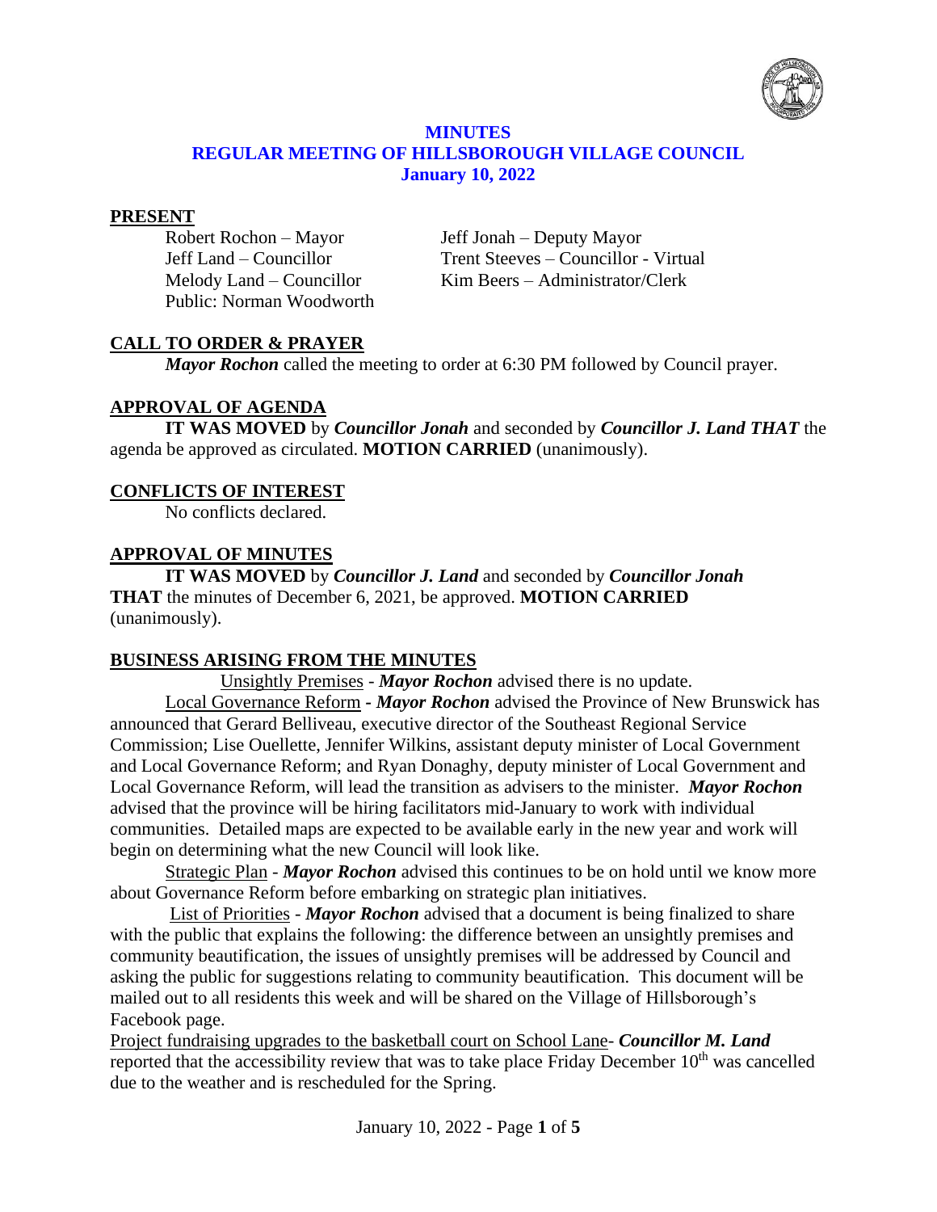# MINUTES
# REGULAR MEETING OF HILLSBOROUGH VILLAGE COUNCIL
# January 10, 2022

## PRESENT

Robert Rochon – Mayor
Jeff Jonah – Deputy Mayor
Jeff Land – Councillor
Trent Steeves – Councillor - Virtual
Melody Land – Councillor
Kim Beers – Administrator/Clerk
Public: Norman Woodworth

## CALL TO ORDER & PRAYER

***Mayor Rochon*** called the meeting to order at 6:30 PM followed by Council prayer.

## APPROVAL OF AGENDA

**IT WAS MOVED** by ***Councillor Jonah*** and seconded by ***Councillor J. Land THAT*** the agenda be approved as circulated. **MOTION CARRIED** (unanimously).

## CONFLICTS OF INTEREST

No conflicts declared.

## APPROVAL OF MINUTES

**IT WAS MOVED** by ***Councillor J. Land*** and seconded by ***Councillor Jonah*** **THAT** the minutes of December 6, 2021, be approved. **MOTION CARRIED** (unanimously).

## BUSINESS ARISING FROM THE MINUTES

Unsightly Premises - ***Mayor Rochon*** advised there is no update.

Local Governance Reform **-** ***Mayor Rochon*** advised the Province of New Brunswick has announced that Gerard Belliveau, executive director of the Southeast Regional Service Commission; Lise Ouellette, Jennifer Wilkins, assistant deputy minister of Local Government and Local Governance Reform; and Ryan Donaghy, deputy minister of Local Government and Local Governance Reform, will lead the transition as advisers to the minister. ***Mayor Rochon*** advised that the province will be hiring facilitators mid-January to work with individual communities. Detailed maps are expected to be available early in the new year and work will begin on determining what the new Council will look like.

Strategic Plan - ***Mayor Rochon*** advised this continues to be on hold until we know more about Governance Reform before embarking on strategic plan initiatives.

List of Priorities - ***Mayor Rochon*** advised that a document is being finalized to share with the public that explains the following: the difference between an unsightly premises and community beautification, the issues of unsightly premises will be addressed by Council and asking the public for suggestions relating to community beautification. This document will be mailed out to all residents this week and will be shared on the Village of Hillsborough's Facebook page.

Project fundraising upgrades to the basketball court on School Lane- ***Councillor M. Land*** reported that the accessibility review that was to take place Friday December 10th was cancelled due to the weather and is rescheduled for the Spring.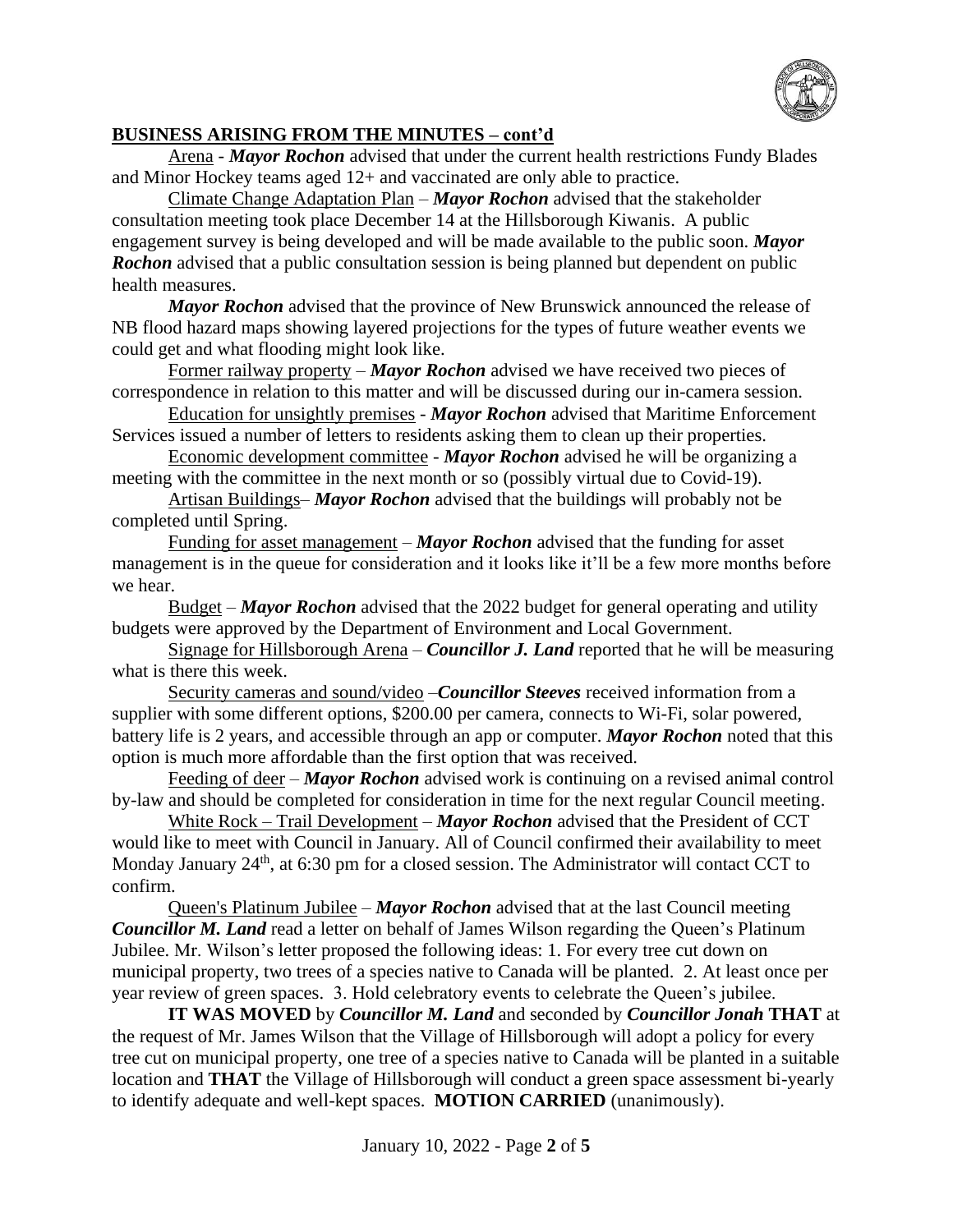## BUSINESS ARISING FROM THE MINUTES – cont'd

Arena - ***Mayor Rochon*** advised that under the current health restrictions Fundy Blades and Minor Hockey teams aged 12+ and vaccinated are only able to practice.

Climate Change Adaptation Plan – ***Mayor Rochon*** advised that the stakeholder consultation meeting took place December 14 at the Hillsborough Kiwanis. A public engagement survey is being developed and will be made available to the public soon. ***Mayor Rochon*** advised that a public consultation session is being planned but dependent on public health measures.

***Mayor Rochon*** advised that the province of New Brunswick announced the release of NB flood hazard maps showing layered projections for the types of future weather events we could get and what flooding might look like.

Former railway property – ***Mayor Rochon*** advised we have received two pieces of correspondence in relation to this matter and will be discussed during our in-camera session.

Education for unsightly premises - ***Mayor Rochon*** advised that Maritime Enforcement Services issued a number of letters to residents asking them to clean up their properties.

Economic development committee - ***Mayor Rochon*** advised he will be organizing a meeting with the committee in the next month or so (possibly virtual due to Covid-19).

Artisan Buildings– ***Mayor Rochon*** advised that the buildings will probably not be completed until Spring.

Funding for asset management – ***Mayor Rochon*** advised that the funding for asset management is in the queue for consideration and it looks like it'll be a few more months before we hear.

Budget – ***Mayor Rochon*** advised that the 2022 budget for general operating and utility budgets were approved by the Department of Environment and Local Government.

Signage for Hillsborough Arena – ***Councillor J. Land*** reported that he will be measuring what is there this week.

Security cameras and sound/video –***Councillor Steeves*** received information from a supplier with some different options, $200.00 per camera, connects to Wi-Fi, solar powered, battery life is 2 years, and accessible through an app or computer. ***Mayor Rochon*** noted that this option is much more affordable than the first option that was received.

Feeding of deer – ***Mayor Rochon*** advised work is continuing on a revised animal control by-law and should be completed for consideration in time for the next regular Council meeting.

White Rock – Trail Development – ***Mayor Rochon*** advised that the President of CCT would like to meet with Council in January. All of Council confirmed their availability to meet Monday January 24th, at 6:30 pm for a closed session. The Administrator will contact CCT to confirm.

Queen's Platinum Jubilee – ***Mayor Rochon*** advised that at the last Council meeting ***Councillor M. Land*** read a letter on behalf of James Wilson regarding the Queen's Platinum Jubilee. Mr. Wilson's letter proposed the following ideas: 1. For every tree cut down on municipal property, two trees of a species native to Canada will be planted. 2. At least once per year review of green spaces. 3. Hold celebratory events to celebrate the Queen's jubilee.

**IT WAS MOVED** by ***Councillor M. Land*** and seconded by ***Councillor Jonah*** **THAT** at the request of Mr. James Wilson that the Village of Hillsborough will adopt a policy for every tree cut on municipal property, one tree of a species native to Canada will be planted in a suitable location and **THAT** the Village of Hillsborough will conduct a green space assessment bi-yearly to identify adequate and well-kept spaces. **MOTION CARRIED** (unanimously).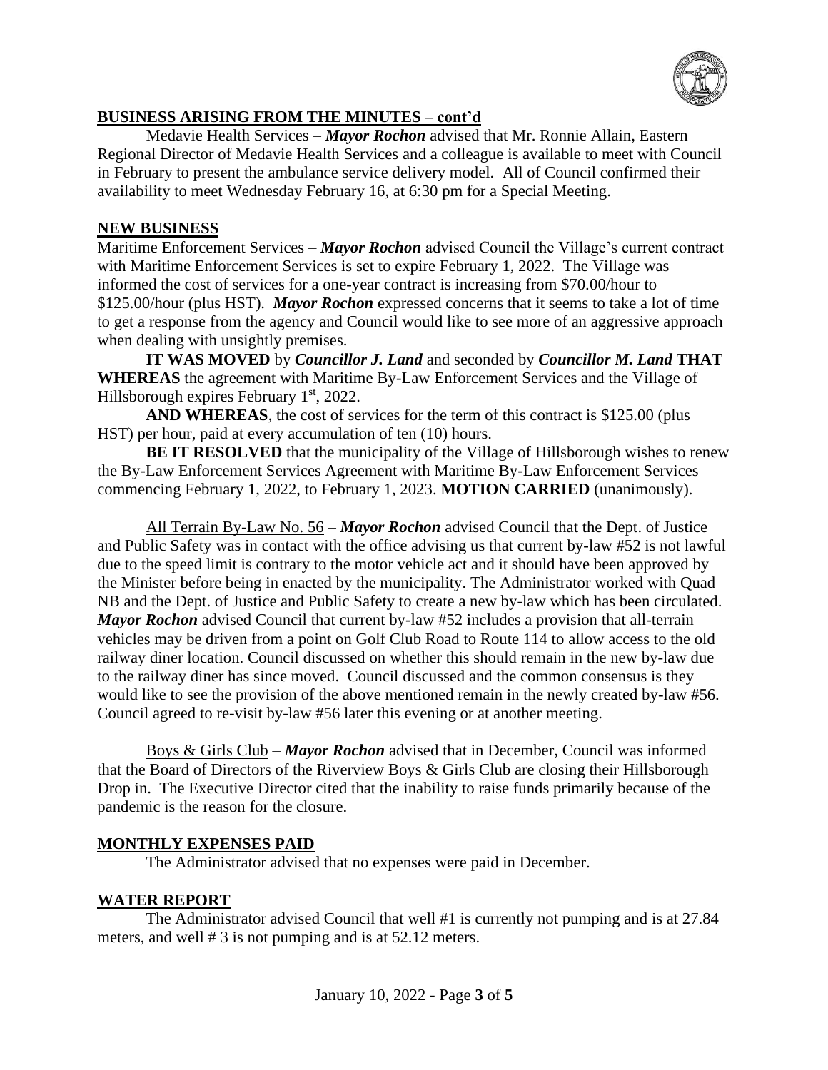## BUSINESS ARISING FROM THE MINUTES – cont'd

Medavie Health Services – ***Mayor Rochon*** advised that Mr. Ronnie Allain, Eastern Regional Director of Medavie Health Services and a colleague is available to meet with Council in February to present the ambulance service delivery model. All of Council confirmed their availability to meet Wednesday February 16, at 6:30 pm for a Special Meeting.

## NEW BUSINESS

Maritime Enforcement Services – ***Mayor Rochon*** advised Council the Village's current contract with Maritime Enforcement Services is set to expire February 1, 2022. The Village was informed the cost of services for a one-year contract is increasing from \$70.00/hour to \$125.00/hour (plus HST). ***Mayor Rochon*** expressed concerns that it seems to take a lot of time to get a response from the agency and Council would like to see more of an aggressive approach when dealing with unsightly premises.

**IT WAS MOVED** by ***Councillor J. Land*** and seconded by ***Councillor M. Land*** **THAT WHEREAS** the agreement with Maritime By-Law Enforcement Services and the Village of Hillsborough expires February 1st, 2022.

**AND WHEREAS**, the cost of services for the term of this contract is \$125.00 (plus HST) per hour, paid at every accumulation of ten (10) hours.

**BE IT RESOLVED** that the municipality of the Village of Hillsborough wishes to renew the By-Law Enforcement Services Agreement with Maritime By-Law Enforcement Services commencing February 1, 2022, to February 1, 2023. **MOTION CARRIED** (unanimously).

All Terrain By-Law No. 56 – ***Mayor Rochon*** advised Council that the Dept. of Justice and Public Safety was in contact with the office advising us that current by-law #52 is not lawful due to the speed limit is contrary to the motor vehicle act and it should have been approved by the Minister before being in enacted by the municipality. The Administrator worked with Quad NB and the Dept. of Justice and Public Safety to create a new by-law which has been circulated. ***Mayor Rochon*** advised Council that current by-law #52 includes a provision that all-terrain vehicles may be driven from a point on Golf Club Road to Route 114 to allow access to the old railway diner location. Council discussed on whether this should remain in the new by-law due to the railway diner has since moved. Council discussed and the common consensus is they would like to see the provision of the above mentioned remain in the newly created by-law #56. Council agreed to re-visit by-law #56 later this evening or at another meeting.

Boys & Girls Club – ***Mayor Rochon*** advised that in December, Council was informed that the Board of Directors of the Riverview Boys & Girls Club are closing their Hillsborough Drop in. The Executive Director cited that the inability to raise funds primarily because of the pandemic is the reason for the closure.

## MONTHLY EXPENSES PAID

The Administrator advised that no expenses were paid in December.

## WATER REPORT

The Administrator advised Council that well #1 is currently not pumping and is at 27.84 meters, and well # 3 is not pumping and is at 52.12 meters.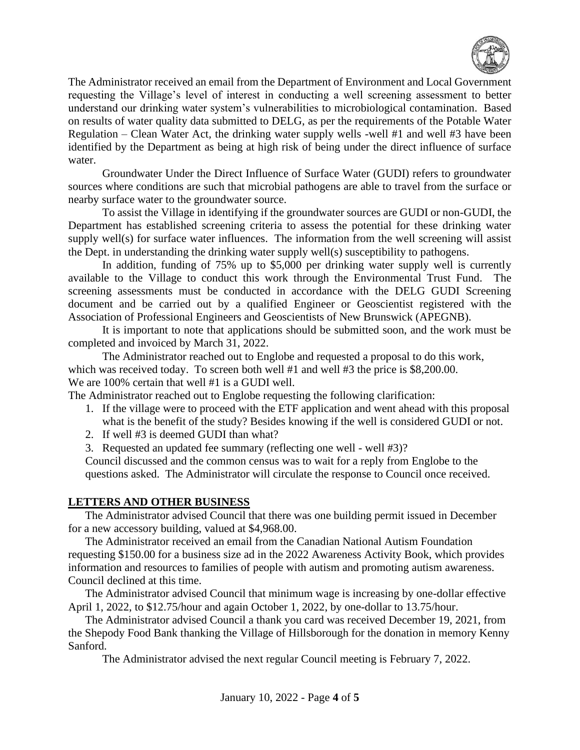The Administrator received an email from the Department of Environment and Local Government requesting the Village's level of interest in conducting a well screening assessment to better understand our drinking water system's vulnerabilities to microbiological contamination. Based on results of water quality data submitted to DELG, as per the requirements of the Potable Water Regulation – Clean Water Act, the drinking water supply wells -well #1 and well #3 have been identified by the Department as being at high risk of being under the direct influence of surface water.

Groundwater Under the Direct Influence of Surface Water (GUDI) refers to groundwater sources where conditions are such that microbial pathogens are able to travel from the surface or nearby surface water to the groundwater source.

To assist the Village in identifying if the groundwater sources are GUDI or non-GUDI, the Department has established screening criteria to assess the potential for these drinking water supply well(s) for surface water influences. The information from the well screening will assist the Dept. in understanding the drinking water supply well(s) susceptibility to pathogens.

In addition, funding of 75% up to $5,000 per drinking water supply well is currently available to the Village to conduct this work through the Environmental Trust Fund. The screening assessments must be conducted in accordance with the DELG GUDI Screening document and be carried out by a qualified Engineer or Geoscientist registered with the Association of Professional Engineers and Geoscientists of New Brunswick (APEGNB).

It is important to note that applications should be submitted soon, and the work must be completed and invoiced by March 31, 2022.

The Administrator reached out to Englobe and requested a proposal to do this work, which was received today. To screen both well #1 and well #3 the price is $8,200.00. We are 100% certain that well #1 is a GUDI well.

The Administrator reached out to Englobe requesting the following clarification:

1. If the village were to proceed with the ETF application and went ahead with this proposal what is the benefit of the study? Besides knowing if the well is considered GUDI or not.
2. If well #3 is deemed GUDI than what?
3. Requested an updated fee summary (reflecting one well - well #3)?

Council discussed and the common census was to wait for a reply from Englobe to the questions asked. The Administrator will circulate the response to Council once received.

## LETTERS AND OTHER BUSINESS

The Administrator advised Council that there was one building permit issued in December for a new accessory building, valued at $4,968.00.

The Administrator received an email from the Canadian National Autism Foundation requesting $150.00 for a business size ad in the 2022 Awareness Activity Book, which provides information and resources to families of people with autism and promoting autism awareness. Council declined at this time.

The Administrator advised Council that minimum wage is increasing by one-dollar effective April 1, 2022, to $12.75/hour and again October 1, 2022, by one-dollar to 13.75/hour.

The Administrator advised Council a thank you card was received December 19, 2021, from the Shepody Food Bank thanking the Village of Hillsborough for the donation in memory Kenny Sanford.

The Administrator advised the next regular Council meeting is February 7, 2022.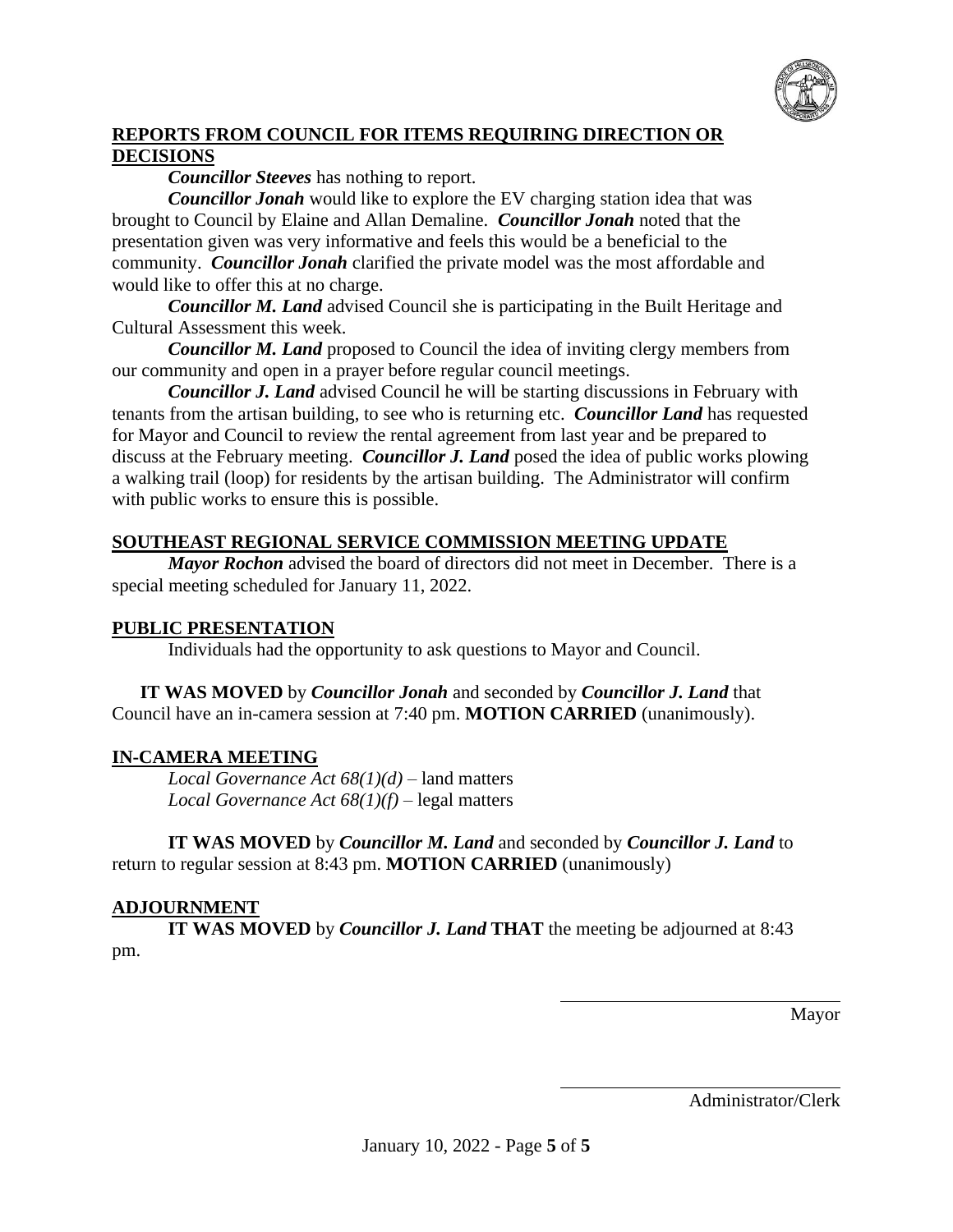## REPORTS FROM COUNCIL FOR ITEMS REQUIRING DIRECTION OR DECISIONS

***Councillor Steeves*** has nothing to report.

***Councillor Jonah*** would like to explore the EV charging station idea that was brought to Council by Elaine and Allan Demaline. ***Councillor Jonah*** noted that the presentation given was very informative and feels this would be a beneficial to the community. ***Councillor Jonah*** clarified the private model was the most affordable and would like to offer this at no charge.

***Councillor M. Land*** advised Council she is participating in the Built Heritage and Cultural Assessment this week.

***Councillor M. Land*** proposed to Council the idea of inviting clergy members from our community and open in a prayer before regular council meetings.

***Councillor J. Land*** advised Council he will be starting discussions in February with tenants from the artisan building, to see who is returning etc. ***Councillor Land*** has requested for Mayor and Council to review the rental agreement from last year and be prepared to discuss at the February meeting. ***Councillor J. Land*** posed the idea of public works plowing a walking trail (loop) for residents by the artisan building. The Administrator will confirm with public works to ensure this is possible.

## SOUTHEAST REGIONAL SERVICE COMMISSION MEETING UPDATE

***Mayor Rochon*** advised the board of directors did not meet in December. There is a special meeting scheduled for January 11, 2022.

## PUBLIC PRESENTATION

Individuals had the opportunity to ask questions to Mayor and Council.

**IT WAS MOVED** by ***Councillor Jonah*** and seconded by ***Councillor J. Land*** that Council have an in-camera session at 7:40 pm. **MOTION CARRIED** (unanimously).

## IN-CAMERA MEETING

*Local Governance Act 68(1)(d)* – land matters
*Local Governance Act 68(1)(f)* – legal matters

**IT WAS MOVED** by ***Councillor M. Land*** and seconded by ***Councillor J. Land*** to return to regular session at 8:43 pm. **MOTION CARRIED** (unanimously)

## ADJOURNMENT

**IT WAS MOVED** by ***Councillor J. Land*** **THAT** the meeting be adjourned at 8:43 pm.

Mayor

Administrator/Clerk